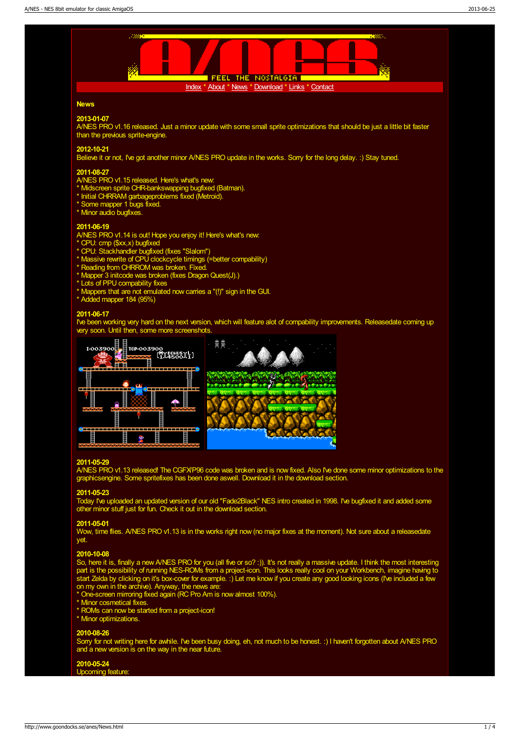Index * About * News * Download * Links * Contact

## News

**2013-01-07**
A/NES PRO v1.16 released. Just a minor update with some small sprite optimizations that should be just a little bit faster than the previous sprite-engine.

**2012-10-21**
Believe it or not, I've got another minor A/NES PRO update in the works. Sorry for the long delay. :) Stay tuned.

**2011-08-27**
A/NES PRO v1.15 released. Here's what's new:
* Midscreen sprite CHR-bankswapping bugfixed (Batman).
* Initial CHRRAM garbageproblems fixed (Metroid).
* Some mapper 1 bugs fixed.
* Minor audio bugfixes.

**2011-06-19**
A/NES PRO v1.14 is out! Hope you enjoy it! Here's what's new:
* CPU: cmp ($xx,x) bugfixed
* CPU: Stackhandler bugfixed (fixes "Slalom")
* Massive rewrite of CPU clockcycle timings (=better compatibility)
* Reading from CHRROM was broken. Fixed.
* Mapper 3 initcode was broken (fixes Dragon Quest(J).)
* Lots of PPU compatibility fixes
* Mappers that are not emulated now carries a "(!)" sign in the GUI.
* Added mapper 184 (95%)

**2011-06-17**
I've been working very hard on the next version, which will feature alot of compability improvements. Releasedate coming up very soon. Until then, some more screenshots.

**2011-05-29**
A/NES PRO v1.13 released! The CGFX/P96 code was broken and is now fixed. Also I've done some minor optimizations to the graphicsengine. Some spritefixes has been done aswell. Download it in the download section.

**2011-05-23**
Today I've uploaded an updated version of our old "Fade2Black" NES intro created in 1998. I've bugfixed it and added some other minor stuff just for fun. Check it out in the download section.

**2011-05-01**
Wow, time flies. A/NES PRO v1.13 is in the works right now (no major fixes at the moment). Not sure about a releasedate yet.

**2010-10-08**
So, here it is, finally a new A/NES PRO for you (all five or so? :)). It's not really a massive update. I think the most interesting part is the possibility of running NES-ROMs from a project-icon. This looks really cool on your Workbench, imagine having to start Zelda by clicking on it's box-cover for example. :) Let me know if you create any good looking icons (I've included a few on my own in the archive). Anyway, the news are:
* One-screen mirroring fixed again (RC Pro Am is now almost 100%).
* Minor cosmetical fixes.
* ROMs can now be started from a project-icon!
* Minor optimizations.

**2010-08-26**
Sorry for not writing here for awhile. I've been busy doing, eh, not much to be honest. :) I haven't forgotten about A/NES PRO and a new version is on the way in the near future.

**2010-05-24**
Upcoming feature: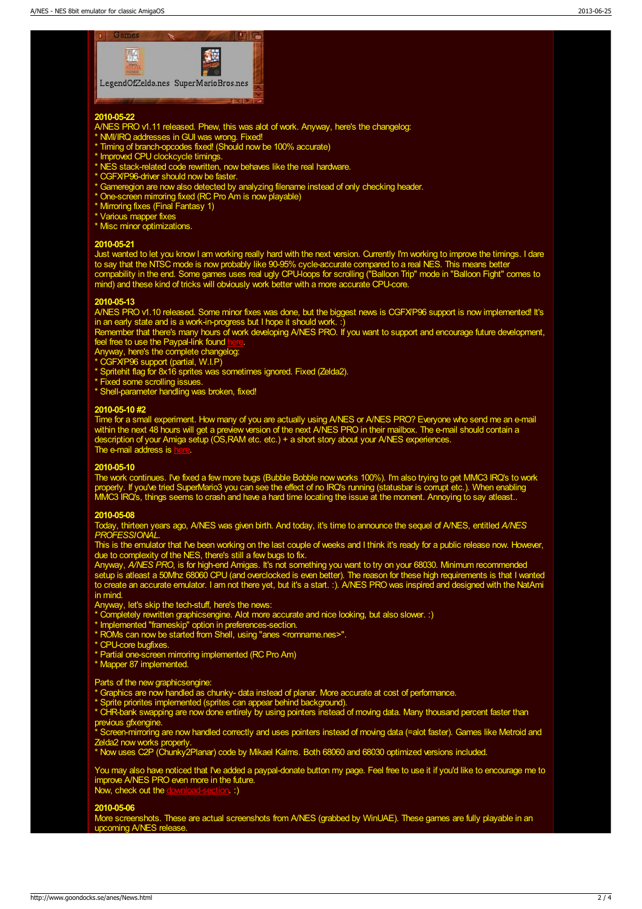Games

LegendOfZelda.nes SuperMarioBros.nes

**2010-05-22**

A/NES PRO v1.11 released. Phew, this was alot of work. Anyway, here's the changelog:

* NMI/IRQ addresses in GUI was wrong. Fixed!
* Timing of branch-opcodes fixed! (Should now be 100% accurate)
* Improved CPU clockcycle timings.
* NES stack-related code rewritten, now behaves like the real hardware.
* CGFX/P96-driver should now be faster.
* Gameregion are now also detected by analyzing filename instead of only checking header.
* One-screen mirroring fixed (RC Pro Am is now playable)
* Mirroring fixes (Final Fantasy 1)
* Various mapper fixes
* Misc minor optimizations.

**2010-05-21**

Just wanted to let you know I am working really hard with the next version. Currently I'm working to improve the timings. I dare to say that the NTSC mode is now probably like 90-95% cycle-accurate compared to a real NES. This means better compability in the end. Some games uses real ugly CPU-loops for scrolling ("Balloon Trip" mode in "Balloon Fight" comes to mind) and these kind of tricks will obviously work better with a more accurate CPU-core.

**2010-05-13**

A/NES PRO v1.10 released. Some minor fixes was done, but the biggest news is CGFX/P96 support is now implemented! It's in an early state and is a work-in-progress but I hope it should work. :)

Remember that there's many hours of work developing A/NES PRO. If you want to support and encourage future development, feel free to use the Paypal-link found here.

Anyway, here's the complete changelog:

* CGFX/P96 support (partial, W.I.P)
* Spritehit flag for 8x16 sprites was sometimes ignored. Fixed (Zelda2).
* Fixed some scrolling issues.
* Shell-parameter handling was broken, fixed!

**2010-05-10 #2**

Time for a small experiment. How many of you are actually using A/NES or A/NES PRO? Everyone who send me an e-mail within the next 48 hours will get a preview version of the next A/NES PRO in their mailbox. The e-mail should contain a description of your Amiga setup (OS,RAM etc. etc.) + a short story about your A/NES experiences.

The e-mail address is here.

**2010-05-10**

The work continues. I've fixed a few more bugs (Bubble Bobble now works 100%). I'm also trying to get MMC3 IRQ's to work properly. If you've tried SuperMario3 you can see the effect of no IRQ's running (statusbar is corrupt etc.). When enabling MMC3 IRQ's, things seems to crash and have a hard time locating the issue at the moment. Annoying to say atleast..

**2010-05-08**

Today, thirteen years ago, A/NES was given birth. And today, it's time to announce the sequel of A/NES, entitled *A/NES PROFESSIONAL*.

This is the emulator that I've been working on the last couple of weeks and I think it's ready for a public release now. However, due to complexity of the NES, there's still a few bugs to fix.

Anyway, *A/NES PRO*, is for high-end Amigas. It's not something you want to try on your 68030. Minimum recommended setup is atleast a 50Mhz 68060 CPU (and overclocked is even better). The reason for these high requirements is that I wanted to create an accurate emulator. I am not there yet, but it's a start. :). A/NES PRO was inspired and designed with the NatAmi in mind.

Anyway, let's skip the tech-stuff, here's the news:

* Completely rewritten graphicsengine. Alot more accurate and nice looking, but also slower. :)
* Implemented "frameskip" option in preferences-section.
* ROMs can now be started from Shell, using "anes <romname.nes>".
* CPU-core bugfixes.
* Partial one-screen mirroring implemented (RC Pro Am)
* Mapper 87 implemented.

Parts of the new graphicsengine:

* Graphics are now handled as chunky- data instead of planar. More accurate at cost of performance.
* Sprite priorites implemented (sprites can appear behind background).
* CHR-bank swapping are now done entirely by using pointers instead of moving data. Many thousand percent faster than previous gfxengine.
* Screen-mirroring are now handled correctly and uses pointers instead of moving data (=alot faster). Games like Metroid and Zelda2 now works properly.
* Now uses C2P (Chunky2Planar) code by Mikael Kalms. Both 68060 and 68030 optimized versions included.

You may also have noticed that I've added a paypal-donate button my page. Feel free to use it if you'd like to encourage me to improve A/NES PRO even more in the future.

Now, check out the download-section. :)

**2010-05-06**

More screenshots. These are actual screenshots from A/NES (grabbed by WinUAE). These games are fully playable in an upcoming A/NES release.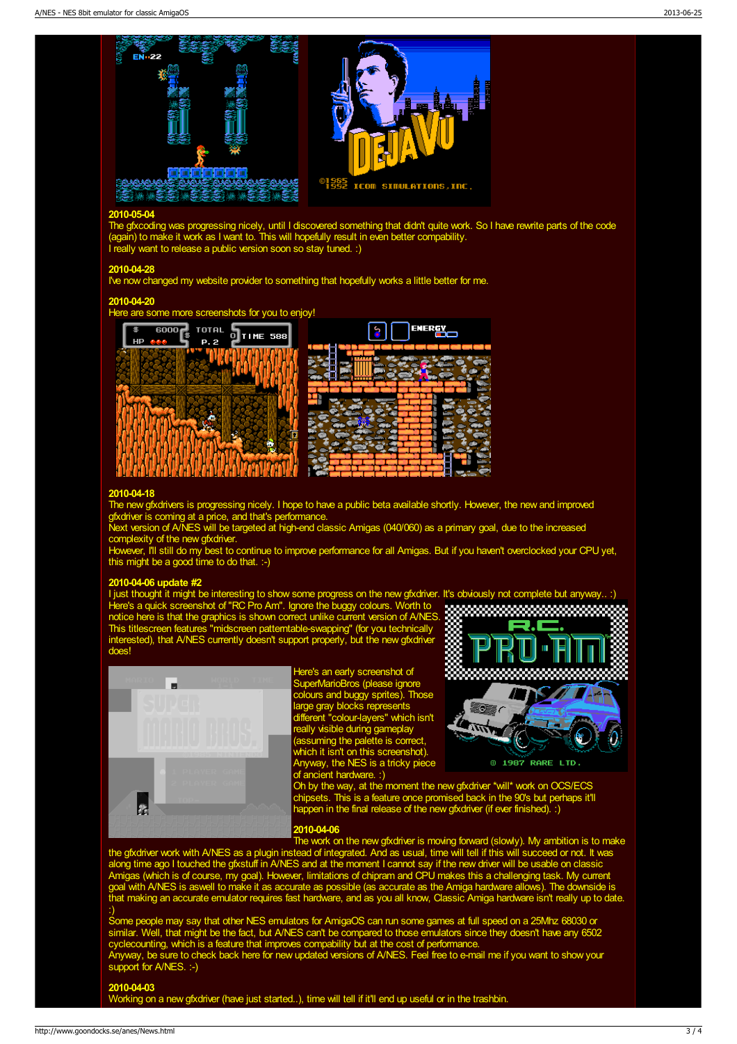**2010-05-04**
The gfxcoding was progressing nicely, until I discovered something that didn't quite work. So I have rewrite parts of the code (again) to make it work as I want to. This will hopefully result in even better compatibility.
I really want to release a public version soon so stay tuned. :)

**2010-04-28**
I've now changed my website provider to something that hopefully works a little better for me.

**2010-04-20**
Here are some more screenshots for you to enjoy!

**2010-04-18**
The new gfxdrivers is progressing nicely. I hope to have a public beta available shortly. However, the new and improved gfxdriver is coming at a price, and that's performance.
Next version of A/NES will be targeted at high-end classic Amigas (040/060) as a primary goal, due to the increased complexity of the new gfxdriver.
However, I'll still do my best to continue to improve performance for all Amigas. But if you haven't overclocked your CPU yet, this might be a good time to do that. :-)

**2010-04-06 update #2**
I just thought it might be interesting to show some progress on the new gfxdriver. It's obviously not complete but anyway.. :)
Here's a quick screenshot of "RC Pro Am". Ignore the buggy colours. Worth to notice here is that the graphics is shown correct unlike current version of A/NES. This titlescreen features "midscreen patterntable-swapping" (for you technically interested), that A/NES currently doesn't support properly, but the new gfxdriver does!

Here's an early screenshot of SuperMarioBros (please ignore colours and buggy sprites). Those large gray blocks represents different "colour-layers" which isn't really visible during gameplay (assuming the palette is correct, which it isn't on this screenshot). Anyway, the NES is a tricky piece of ancient hardware. :)
Oh by the way, at the moment the new gfxdriver *will* work on OCS/ECS chipsets. This is a feature once promised back in the 90's but perhaps it'll happen in the final release of the new gfxdriver (if ever finished). :)

**2010-04-06**
The work on the new gfxdriver is moving forward (slowly). My ambition is to make the gfxdriver work with A/NES as a plugin instead of integrated. And as usual, time will tell if this will succeed or not. It was along time ago I touched the gfxstuff in A/NES and at the moment I cannot say if the new driver will be usable on classic Amigas (which is of course, my goal). However, limitations of chipram and CPU makes this a challenging task. My current goal with A/NES is aswell to make it as accurate as possible (as accurate as the Amiga hardware allows). The downside is that making an accurate emulator requires fast hardware, and as you all know, Classic Amiga hardware isn't really up to date. :)
Some people may say that other NES emulators for AmigaOS can run some games at full speed on a 25Mhz 68030 or similar. Well, that might be the fact, but A/NES can't be compared to those emulators since they doesn't have any 6502 cyclecounting, which is a feature that improves compatibility but at the cost of performance.
Anyway, be sure to check back here for new updated versions of A/NES. Feel free to e-mail me if you want to show your support for A/NES. :-)

**2010-04-03**
Working on a new gfxdriver (have just started..), time will tell if it'll end up useful or in the trashbin.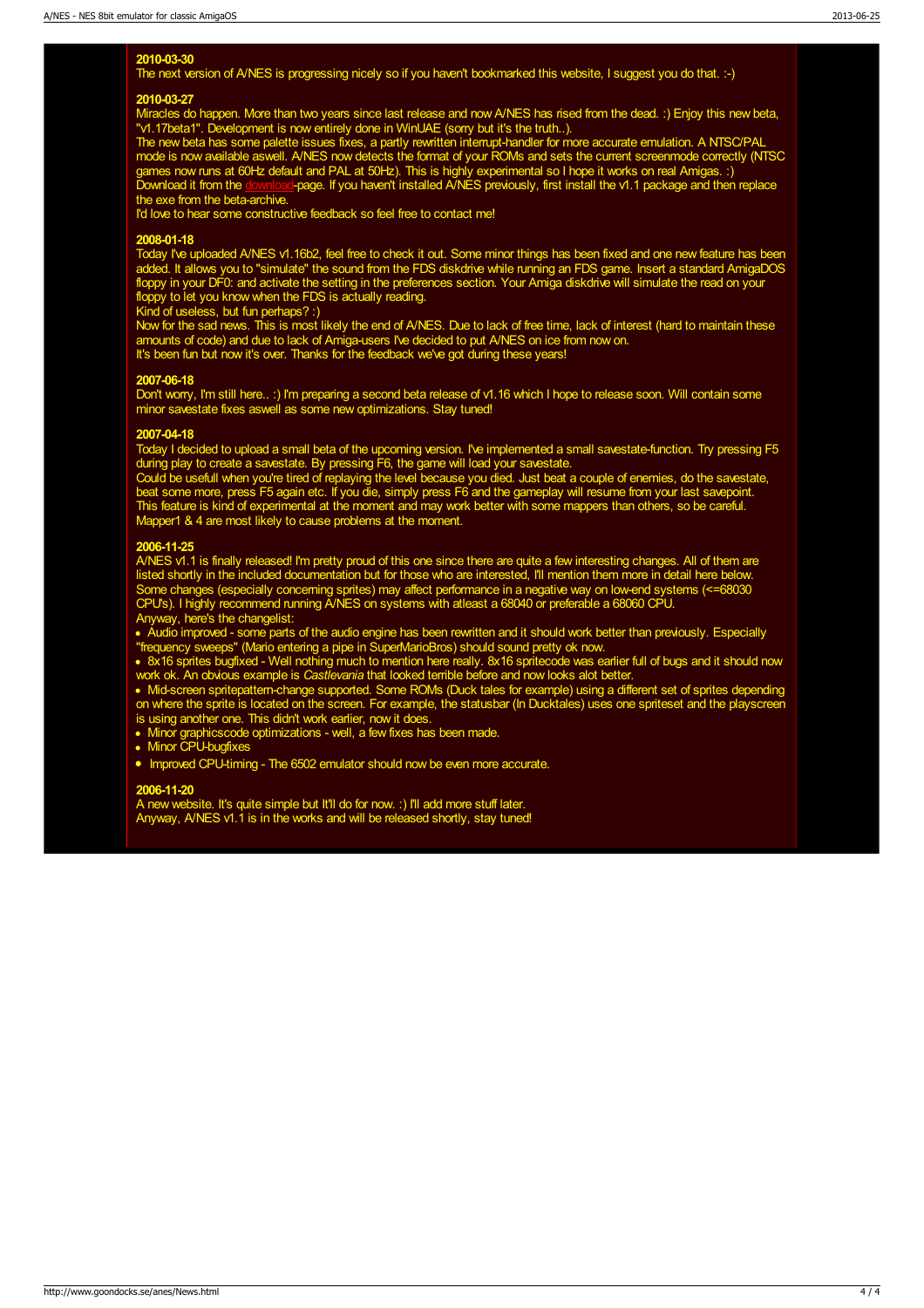**2010-03-30**

The next version of A/NES is progressing nicely so if you haven't bookmarked this website, I suggest you do that. :-)

**2010-03-27**

Miracles do happen. More than two years since last release and now A/NES has rised from the dead. :) Enjoy this new beta, "v1.17beta1". Development is now entirely done in WinUAE (sorry but it's the truth..).

The new beta has some palette issues fixes, a partly rewritten interrupt-handler for more accurate emulation. A NTSC/PAL mode is now available aswell. A/NES now detects the format of your ROMs and sets the current screenmode correctly (NTSC games now runs at 60Hz default and PAL at 50Hz). This is highly experimental so I hope it works on real Amigas. :)

Download it from the download-page. If you haven't installed A/NES previously, first install the v1.1 package and then replace the exe from the beta-archive.

I'd love to hear some constructive feedback so feel free to contact me!

**2008-01-18**

Today I've uploaded A/NES v1.16b2, feel free to check it out. Some minor things has been fixed and one new feature has been added. It allows you to "simulate" the sound from the FDS diskdrive while running an FDS game. Insert a standard AmigaDOS floppy in your DF0: and activate the setting in the preferences section. Your Amiga diskdrive will simulate the read on your floppy to let you know when the FDS is actually reading.

Kind of useless, but fun perhaps? :)

Now for the sad news. This is most likely the end of A/NES. Due to lack of free time, lack of interest (hard to maintain these amounts of code) and due to lack of Amiga-users I've decided to put A/NES on ice from now on.

It's been fun but now it's over. Thanks for the feedback we've got during these years!

**2007-06-18**

Don't worry, I'm still here.. :) I'm preparing a second beta release of v1.16 which I hope to release soon. Will contain some minor savestate fixes aswell as some new optimizations. Stay tuned!

**2007-04-18**

Today I decided to upload a small beta of the upcoming version. I've implemented a small savestate-function. Try pressing F5 during play to create a savestate. By pressing F6, the game will load your savestate.

Could be usefull when you're tired of replaying the level because you died. Just beat a couple of enemies, do the savestate, beat some more, press F5 again etc. If you die, simply press F6 and the gameplay will resume from your last savepoint.

This feature is kind of experimental at the moment and may work better with some mappers than others, so be careful. Mapper1 & 4 are most likely to cause problems at the moment.

**2006-11-25**

A/NES v1.1 is finally released! I'm pretty proud of this one since there are quite a few interesting changes. All of them are listed shortly in the included documentation but for those who are interested, I'll mention them more in detail here below.

Some changes (especially concerning sprites) may affect performance in a negative way on low-end systems (<=68030 CPU's). I highly recommend running A/NES on systems with atleast a 68040 or preferable a 68060 CPU.

Anyway, here's the changelist:

- Audio improved - some parts of the audio engine has been rewritten and it should work better than previously. Especially "frequency sweeps" (Mario entering a pipe in SuperMarioBros) should sound pretty ok now.
- 8x16 sprites bugfixed - Well nothing much to mention here really. 8x16 spritecode was earlier full of bugs and it should now work ok. An obvious example is *Castlevania* that looked terrible before and now looks alot better.
- Mid-screen spritepattern-change supported. Some ROMs (Duck tales for example) using a different set of sprites depending on where the sprite is located on the screen. For example, the statusbar (In Ducktales) uses one spriteset and the playscreen is using another one. This didn't work earlier, now it does.
- Minor graphicscode optimizations - well, a few fixes has been made.
- Minor CPU-bugfixes
- Improved CPU-timing - The 6502 emulator should now be even more accurate.

**2006-11-20**

A new website. It's quite simple but It'll do for now. :) I'll add more stuff later.

Anyway, A/NES v1.1 is in the works and will be released shortly, stay tuned!